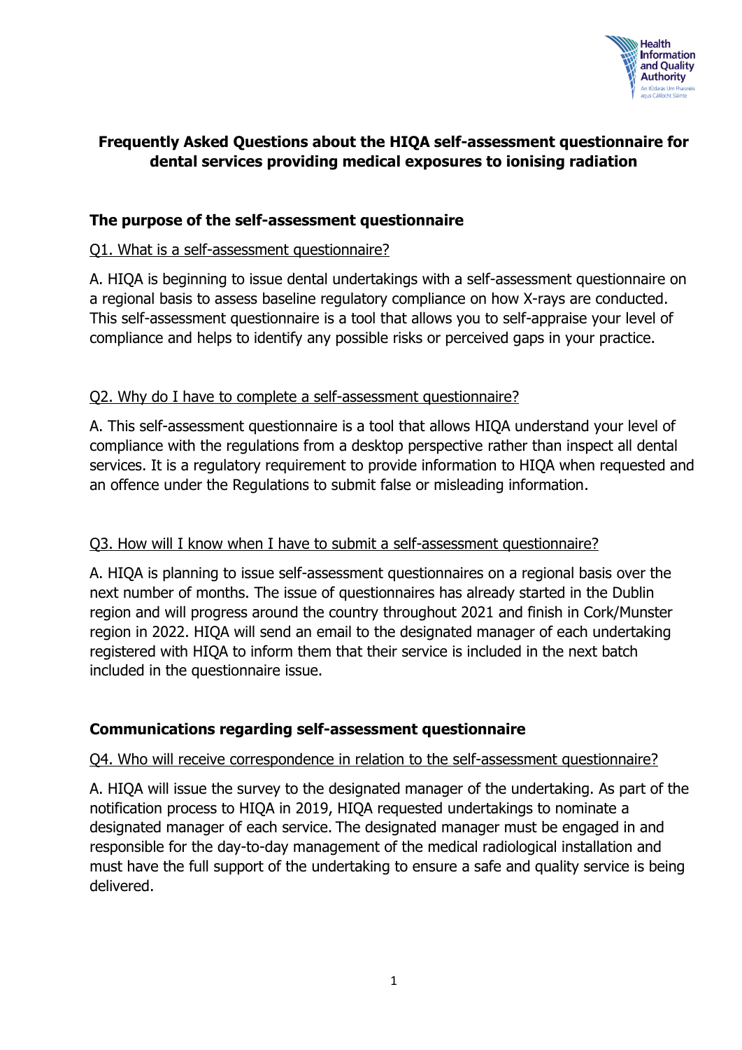# Frequently Asked Questions about the HIQA self-assessment questionnaire for dental services providing medical exposures to ionising radiation

## The purpose of the self-assessment questionnaire

### Q1. What is a self-assessment questionnaire?

A. HIQA is beginning to issue dental undertakings with a self-assessment questionnaire on a regional basis to assess baseline regulatory compliance on how X-rays are conducted. This self-assessment questionnaire is a tool that allows you to self-appraise your level of compliance and helps to identify any possible risks or perceived gaps in your practice.

### Q2. Why do I have to complete a self-assessment questionnaire?

A. This self-assessment questionnaire is a tool that allows HIQA understand your level of compliance with the regulations from a desktop perspective rather than inspect all dental services. It is a regulatory requirement to provide information to HIQA when requested and an offence under the Regulations to submit false or misleading information.

### Q3. How will I know when I have to submit a self-assessment questionnaire?

A. HIQA is planning to issue self-assessment questionnaires on a regional basis over the next number of months. The issue of questionnaires has already started in the Dublin region and will progress around the country throughout 2021 and finish in Cork/Munster region in 2022. HIQA will send an email to the designated manager of each undertaking registered with HIQA to inform them that their service is included in the next batch included in the questionnaire issue.

## Communications regarding self-assessment questionnaire

### Q4. Who will receive correspondence in relation to the self-assessment questionnaire?

A. HIQA will issue the survey to the designated manager of the undertaking. As part of the notification process to HIQA in 2019, HIQA requested undertakings to nominate a designated manager of each service. The designated manager must be engaged in and responsible for the day-to-day management of the medical radiological installation and must have the full support of the undertaking to ensure a safe and quality service is being delivered.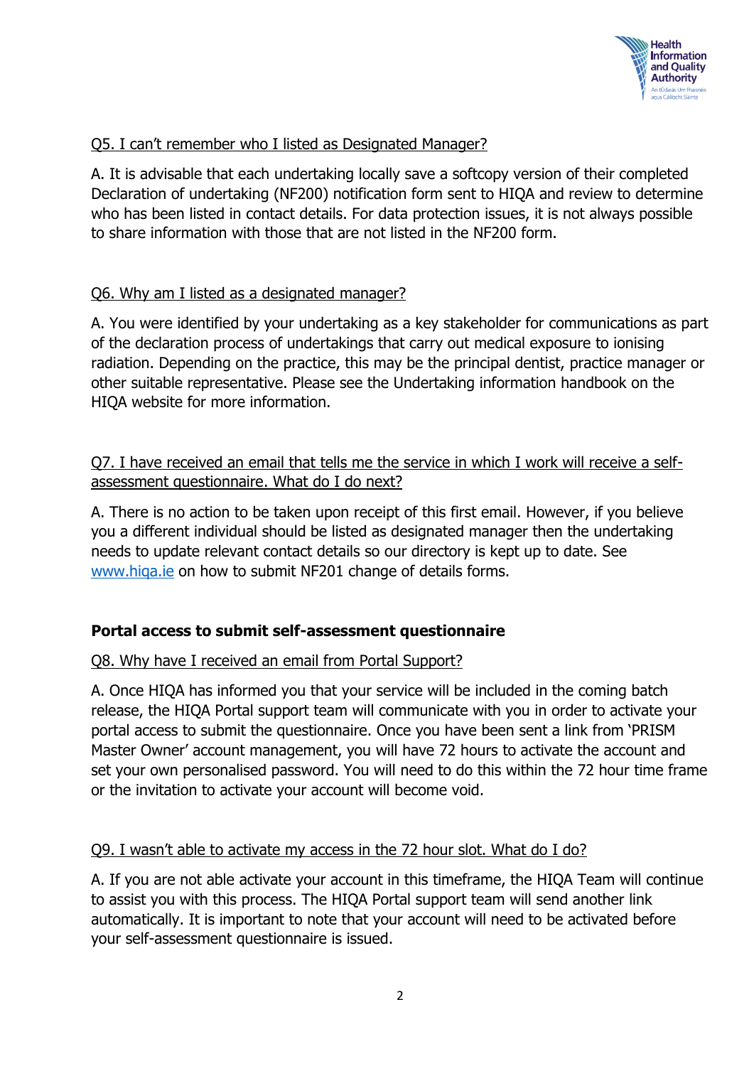Q5. I can't remember who I listed as Designated Manager?

A. It is advisable that each undertaking locally save a softcopy version of their completed Declaration of undertaking (NF200) notification form sent to HIQA and review to determine who has been listed in contact details. For data protection issues, it is not always possible to share information with those that are not listed in the NF200 form.

Q6. Why am I listed as a designated manager?

A. You were identified by your undertaking as a key stakeholder for communications as part of the declaration process of undertakings that carry out medical exposure to ionising radiation. Depending on the practice, this may be the principal dentist, practice manager or other suitable representative. Please see the Undertaking information handbook on the HIQA website for more information.

Q7. I have received an email that tells me the service in which I work will receive a self-assessment questionnaire. What do I do next?

A. There is no action to be taken upon receipt of this first email. However, if you believe you a different individual should be listed as designated manager then the undertaking needs to update relevant contact details so our directory is kept up to date. See www.hiqa.ie on how to submit NF201 change of details forms.

## Portal access to submit self-assessment questionnaire

Q8. Why have I received an email from Portal Support?

A. Once HIQA has informed you that your service will be included in the coming batch release, the HIQA Portal support team will communicate with you in order to activate your portal access to submit the questionnaire. Once you have been sent a link from 'PRISM Master Owner' account management, you will have 72 hours to activate the account and set your own personalised password. You will need to do this within the 72 hour time frame or the invitation to activate your account will become void.

Q9. I wasn't able to activate my access in the 72 hour slot. What do I do?

A. If you are not able activate your account in this timeframe, the HIQA Team will continue to assist you with this process. The HIQA Portal support team will send another link automatically. It is important to note that your account will need to be activated before your self-assessment questionnaire is issued.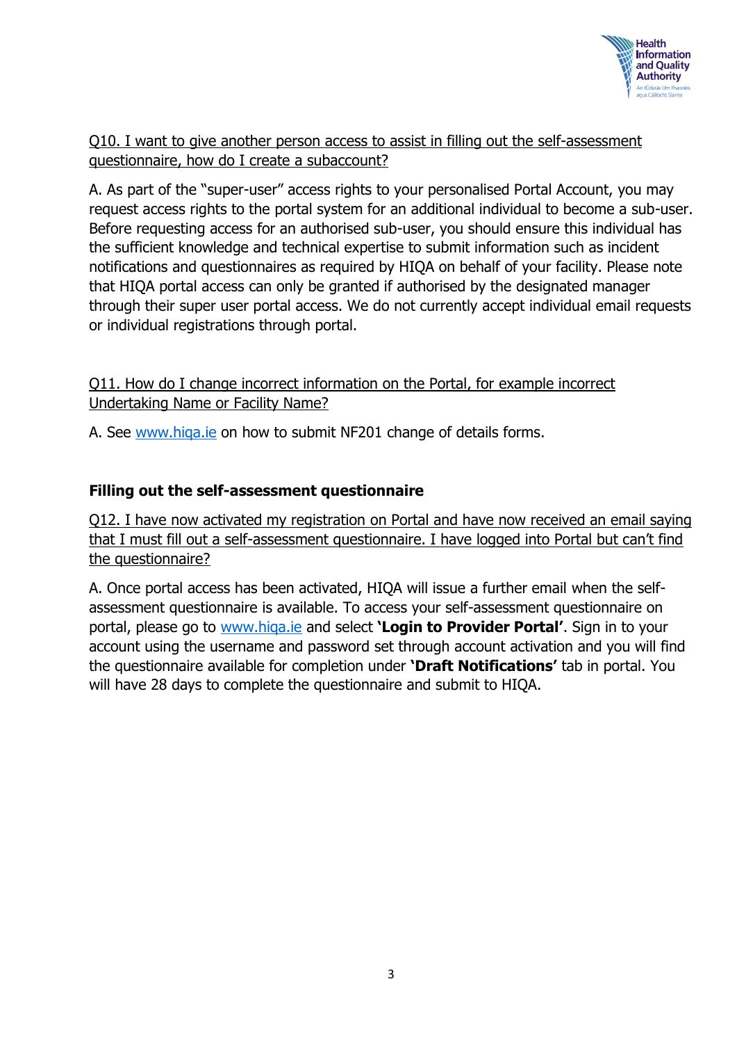<u>Q10. I want to give another person access to assist in filling out the self-assessment questionnaire, how do I create a subaccount?</u>

A. As part of the "super-user" access rights to your personalised Portal Account, you may request access rights to the portal system for an additional individual to become a sub-user. Before requesting access for an authorised sub-user, you should ensure this individual has the sufficient knowledge and technical expertise to submit information such as incident notifications and questionnaires as required by HIQA on behalf of your facility. Please note that HIQA portal access can only be granted if authorised by the designated manager through their super user portal access. We do not currently accept individual email requests or individual registrations through portal.

<u>Q11. How do I change incorrect information on the Portal, for example incorrect Undertaking Name or Facility Name?</u>

A. See [www.hiqa.ie](http://www.hiqa.ie) on how to submit NF201 change of details forms.

### Filling out the self-assessment questionnaire

<u>Q12. I have now activated my registration on Portal and have now received an email saying that I must fill out a self-assessment questionnaire. I have logged into Portal but can't find the questionnaire?</u>

A. Once portal access has been activated, HIQA will issue a further email when the self-assessment questionnaire is available. To access your self-assessment questionnaire on portal, please go to [www.hiqa.ie](http://www.hiqa.ie) and select **'Login to Provider Portal'**. Sign in to your account using the username and password set through account activation and you will find the questionnaire available for completion under **'Draft Notifications'** tab in portal. You will have 28 days to complete the questionnaire and submit to HIQA.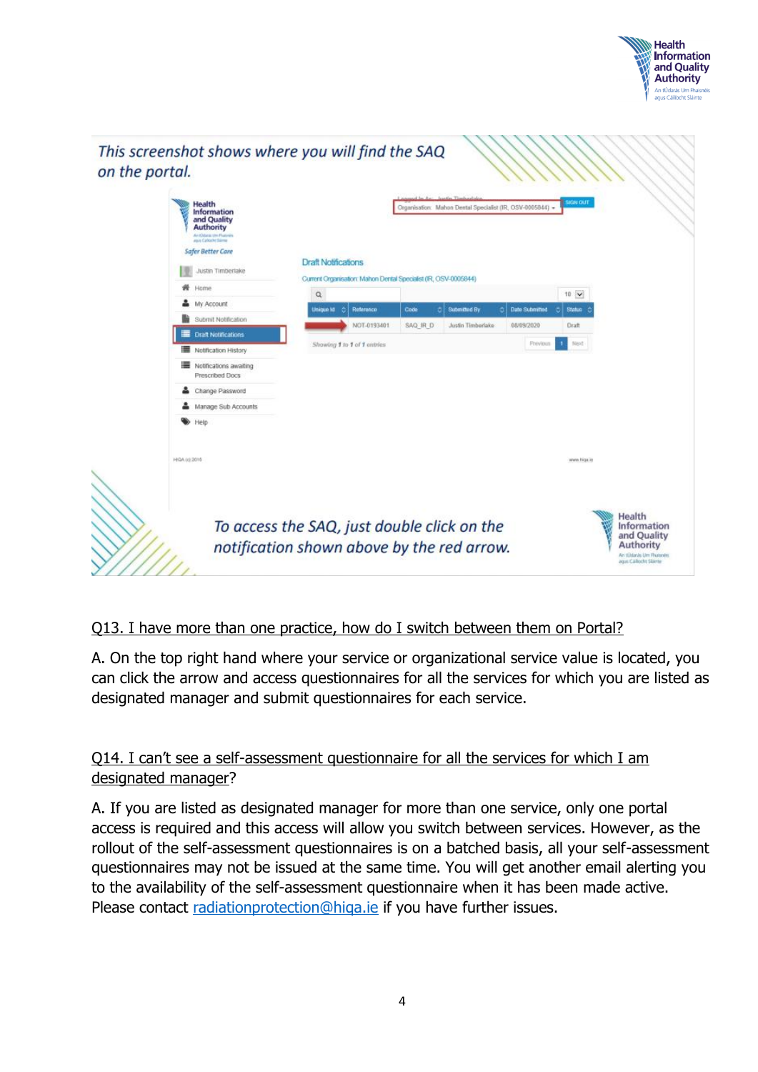This screenshot shows where you will find the SAQ on the portal.

To access the SAQ, just double click on the notification shown above by the red arrow.

Q13. I have more than one practice, how do I switch between them on Portal?

A. On the top right hand where your service or organizational service value is located, you can click the arrow and access questionnaires for all the services for which you are listed as designated manager and submit questionnaires for each service.

Q14. I can't see a self-assessment questionnaire for all the services for which I am designated manager?

A. If you are listed as designated manager for more than one service, only one portal access is required and this access will allow you switch between services. However, as the rollout of the self-assessment questionnaires is on a batched basis, all your self-assessment questionnaires may not be issued at the same time. You will get another email alerting you to the availability of the self-assessment questionnaire when it has been made active. Please contact radiationprotection@hiqa.ie if you have further issues.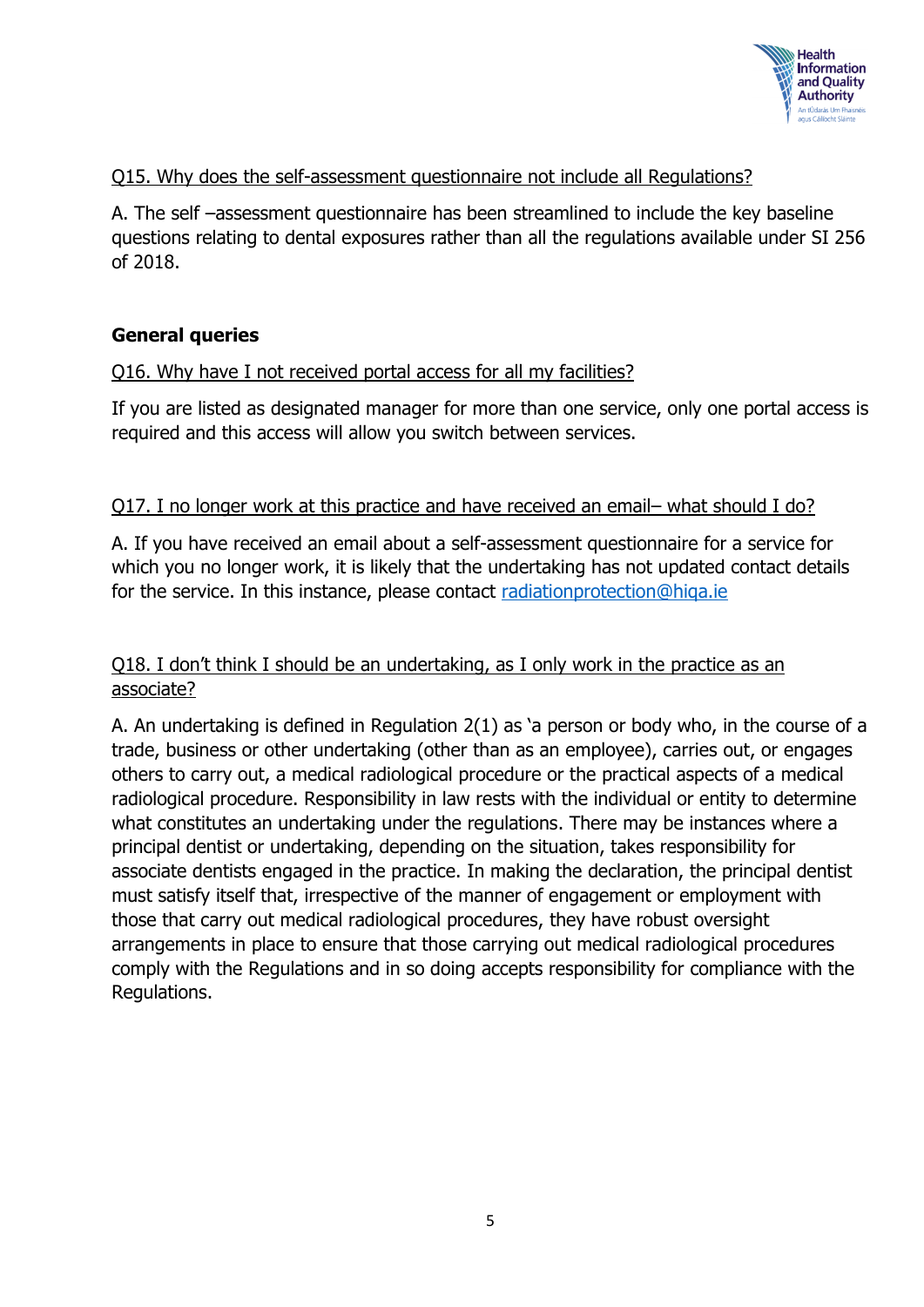Q15. Why does the self-assessment questionnaire not include all Regulations?

A. The self –assessment questionnaire has been streamlined to include the key baseline questions relating to dental exposures rather than all the regulations available under SI 256 of 2018.

## General queries

Q16. Why have I not received portal access for all my facilities?

If you are listed as designated manager for more than one service, only one portal access is required and this access will allow you switch between services.

Q17. I no longer work at this practice and have received an email– what should I do?

A. If you have received an email about a self-assessment questionnaire for a service for which you no longer work, it is likely that the undertaking has not updated contact details for the service. In this instance, please contact radiationprotection@hiqa.ie

Q18. I don't think I should be an undertaking, as I only work in the practice as an associate?

A. An undertaking is defined in Regulation 2(1) as 'a person or body who, in the course of a trade, business or other undertaking (other than as an employee), carries out, or engages others to carry out, a medical radiological procedure or the practical aspects of a medical radiological procedure. Responsibility in law rests with the individual or entity to determine what constitutes an undertaking under the regulations. There may be instances where a principal dentist or undertaking, depending on the situation, takes responsibility for associate dentists engaged in the practice. In making the declaration, the principal dentist must satisfy itself that, irrespective of the manner of engagement or employment with those that carry out medical radiological procedures, they have robust oversight arrangements in place to ensure that those carrying out medical radiological procedures comply with the Regulations and in so doing accepts responsibility for compliance with the Regulations.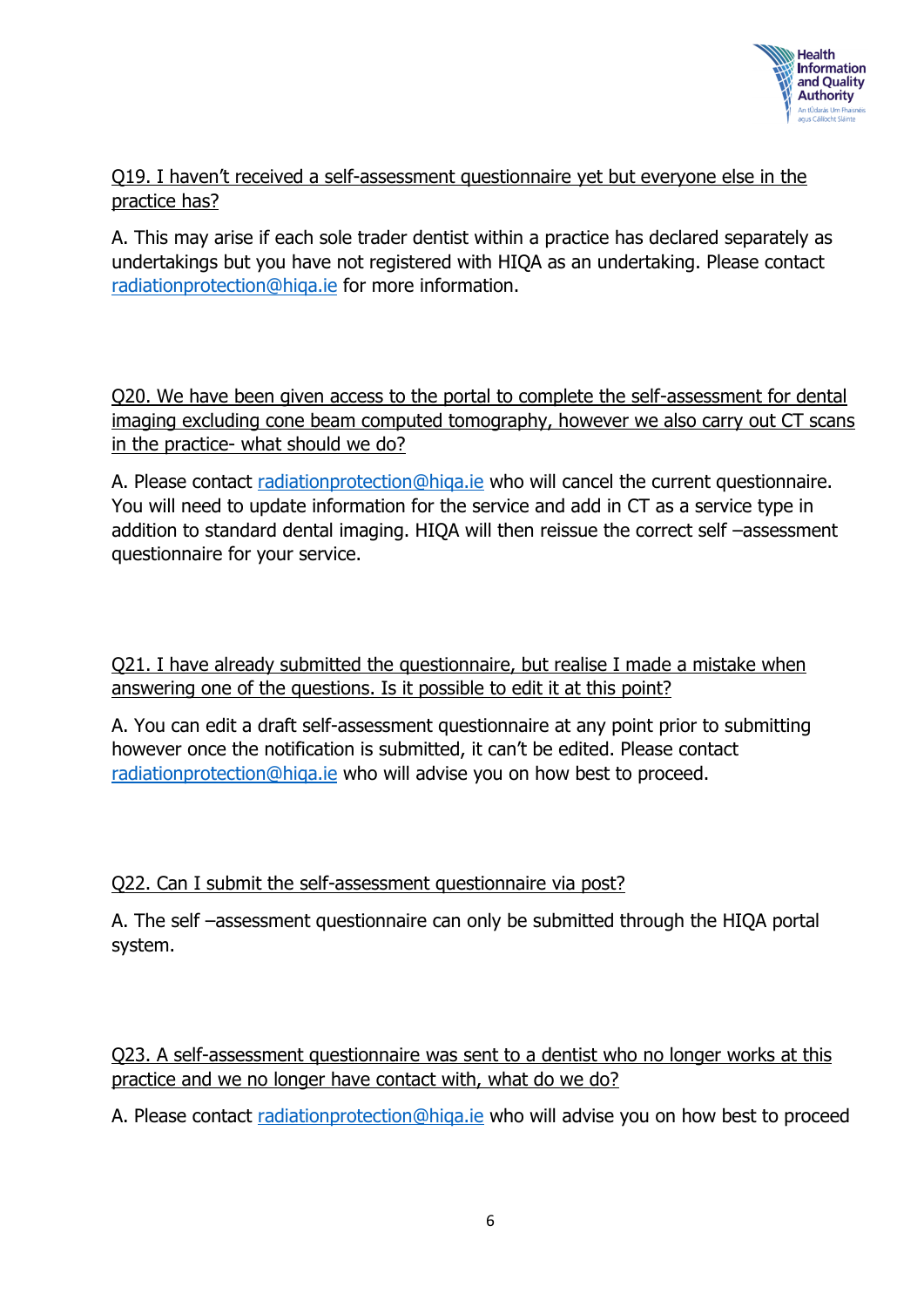Q19. I haven't received a self-assessment questionnaire yet but everyone else in the practice has?

A. This may arise if each sole trader dentist within a practice has declared separately as undertakings but you have not registered with HIQA as an undertaking. Please contact radiationprotection@hiqa.ie for more information.

Q20. We have been given access to the portal to complete the self-assessment for dental imaging excluding cone beam computed tomography, however we also carry out CT scans in the practice- what should we do?

A. Please contact radiationprotection@hiqa.ie who will cancel the current questionnaire. You will need to update information for the service and add in CT as a service type in addition to standard dental imaging. HIQA will then reissue the correct self –assessment questionnaire for your service.

Q21. I have already submitted the questionnaire, but realise I made a mistake when answering one of the questions. Is it possible to edit it at this point?

A. You can edit a draft self-assessment questionnaire at any point prior to submitting however once the notification is submitted, it can't be edited. Please contact radiationprotection@hiqa.ie who will advise you on how best to proceed.

Q22. Can I submit the self-assessment questionnaire via post?

A. The self –assessment questionnaire can only be submitted through the HIQA portal system.

Q23. A self-assessment questionnaire was sent to a dentist who no longer works at this practice and we no longer have contact with, what do we do?

A. Please contact radiationprotection@hiqa.ie who will advise you on how best to proceed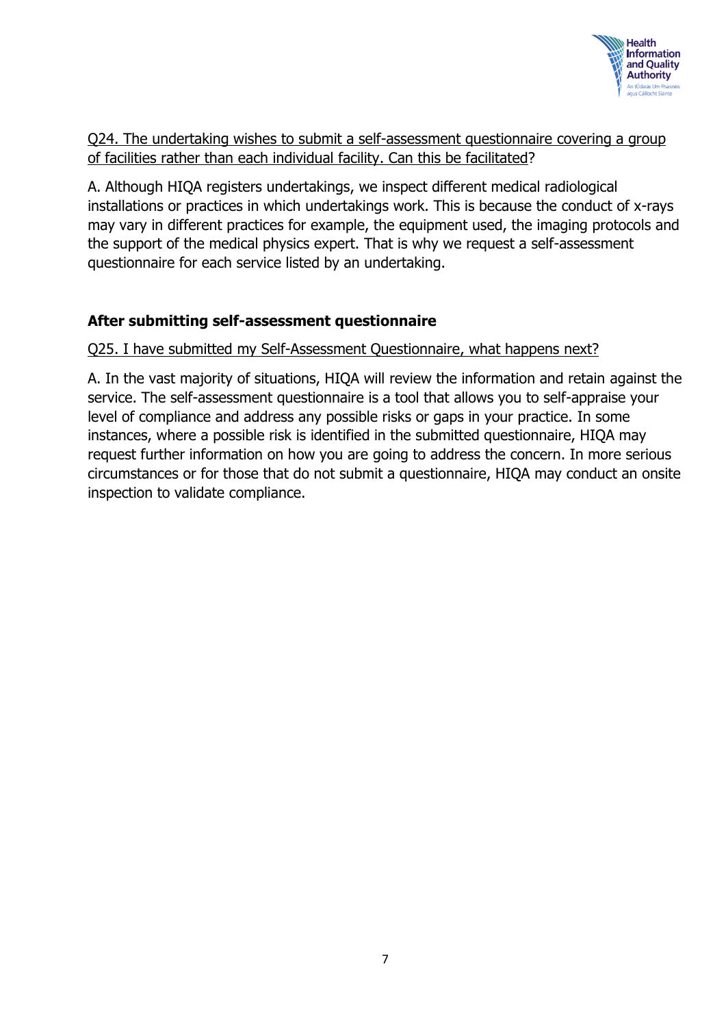Q24. The undertaking wishes to submit a self-assessment questionnaire covering a group of facilities rather than each individual facility. Can this be facilitated?

A. Although HIQA registers undertakings, we inspect different medical radiological installations or practices in which undertakings work. This is because the conduct of x-rays may vary in different practices for example, the equipment used, the imaging protocols and the support of the medical physics expert. That is why we request a self-assessment questionnaire for each service listed by an undertaking.

## After submitting self-assessment questionnaire

Q25. I have submitted my Self-Assessment Questionnaire, what happens next?

A. In the vast majority of situations, HIQA will review the information and retain against the service. The self-assessment questionnaire is a tool that allows you to self-appraise your level of compliance and address any possible risks or gaps in your practice. In some instances, where a possible risk is identified in the submitted questionnaire, HIQA may request further information on how you are going to address the concern. In more serious circumstances or for those that do not submit a questionnaire, HIQA may conduct an onsite inspection to validate compliance.